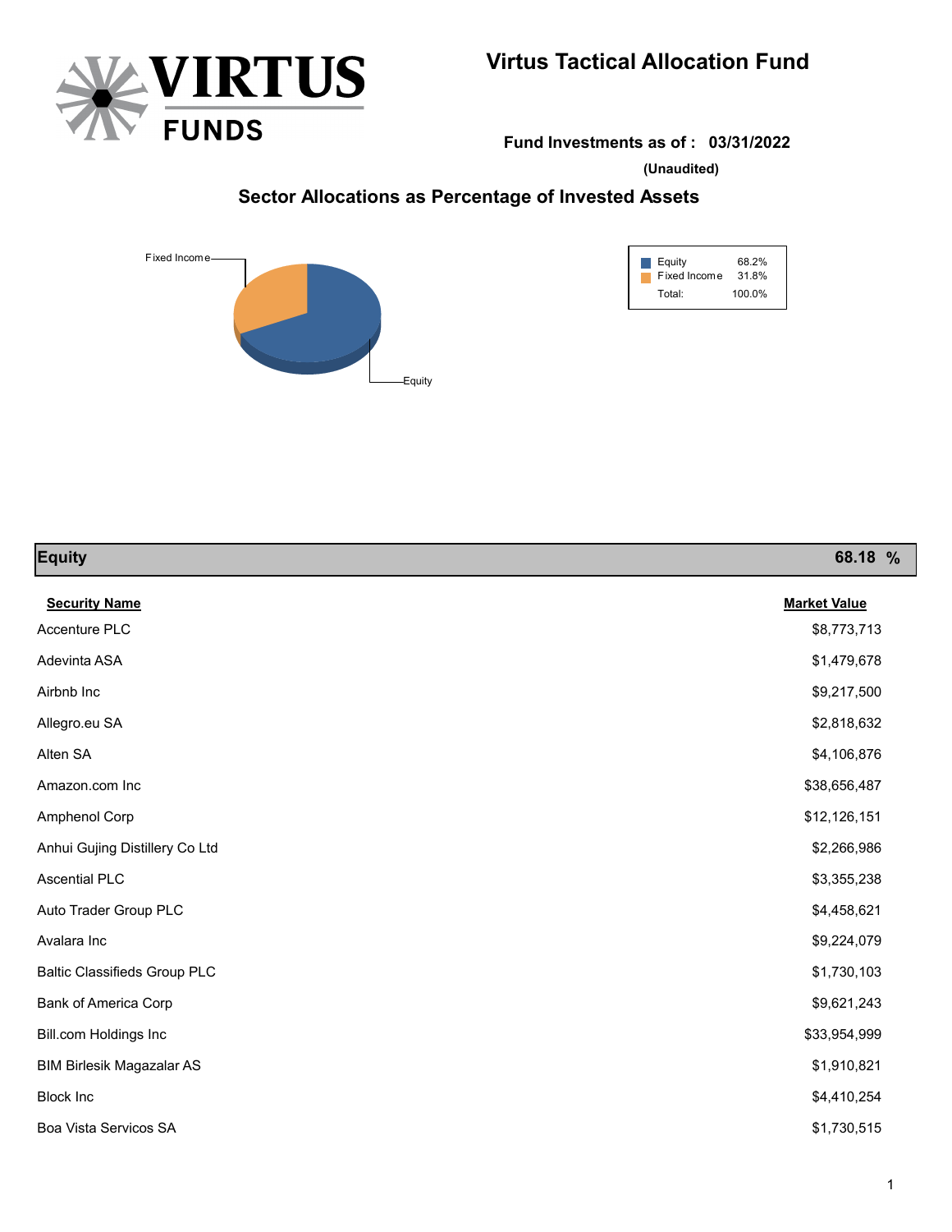# Virtus Tactical Allocation Fund

**Fund Investments as of : 03/31/2022**

**(Unaudited)**

## Sector Allocations as Percentage of Invested Assets

| | |
|---|---|
| Equity | 68.2% |
| Fixed Income | 31.8% |
| Total: | 100.0% |

## Equity — 68.18 %

| Security Name | Market Value |
|---|---|
| Accenture PLC | $8,773,713 |
| Adevinta ASA | $1,479,678 |
| Airbnb Inc | $9,217,500 |
| Allegro.eu SA | $2,818,632 |
| Alten SA | $4,106,876 |
| Amazon.com Inc | $38,656,487 |
| Amphenol Corp | $12,126,151 |
| Anhui Gujing Distillery Co Ltd | $2,266,986 |
| Ascential PLC | $3,355,238 |
| Auto Trader Group PLC | $4,458,621 |
| Avalara Inc | $9,224,079 |
| Baltic Classifieds Group PLC | $1,730,103 |
| Bank of America Corp | $9,621,243 |
| Bill.com Holdings Inc | $33,954,999 |
| BIM Birlesik Magazalar AS | $1,910,821 |
| Block Inc | $4,410,254 |
| Boa Vista Servicos SA | $1,730,515 |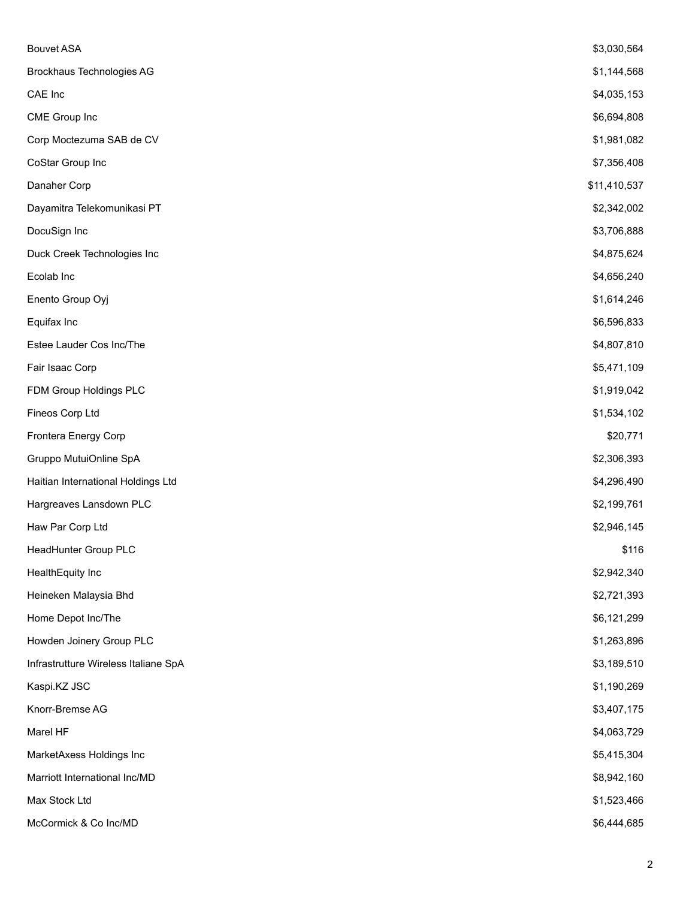| | |
|---|---|
| Bouvet ASA | $3,030,564 |
| Brockhaus Technologies AG | $1,144,568 |
| CAE Inc | $4,035,153 |
| CME Group Inc | $6,694,808 |
| Corp Moctezuma SAB de CV | $1,981,082 |
| CoStar Group Inc | $7,356,408 |
| Danaher Corp | $11,410,537 |
| Dayamitra Telekomunikasi PT | $2,342,002 |
| DocuSign Inc | $3,706,888 |
| Duck Creek Technologies Inc | $4,875,624 |
| Ecolab Inc | $4,656,240 |
| Enento Group Oyj | $1,614,246 |
| Equifax Inc | $6,596,833 |
| Estee Lauder Cos Inc/The | $4,807,810 |
| Fair Isaac Corp | $5,471,109 |
| FDM Group Holdings PLC | $1,919,042 |
| Fineos Corp Ltd | $1,534,102 |
| Frontera Energy Corp | $20,771 |
| Gruppo MutuiOnline SpA | $2,306,393 |
| Haitian International Holdings Ltd | $4,296,490 |
| Hargreaves Lansdown PLC | $2,199,761 |
| Haw Par Corp Ltd | $2,946,145 |
| HeadHunter Group PLC | $116 |
| HealthEquity Inc | $2,942,340 |
| Heineken Malaysia Bhd | $2,721,393 |
| Home Depot Inc/The | $6,121,299 |
| Howden Joinery Group PLC | $1,263,896 |
| Infrastrutture Wireless Italiane SpA | $3,189,510 |
| Kaspi.KZ JSC | $1,190,269 |
| Knorr-Bremse AG | $3,407,175 |
| Marel HF | $4,063,729 |
| MarketAxess Holdings Inc | $5,415,304 |
| Marriott International Inc/MD | $8,942,160 |
| Max Stock Ltd | $1,523,466 |
| McCormick & Co Inc/MD | $6,444,685 |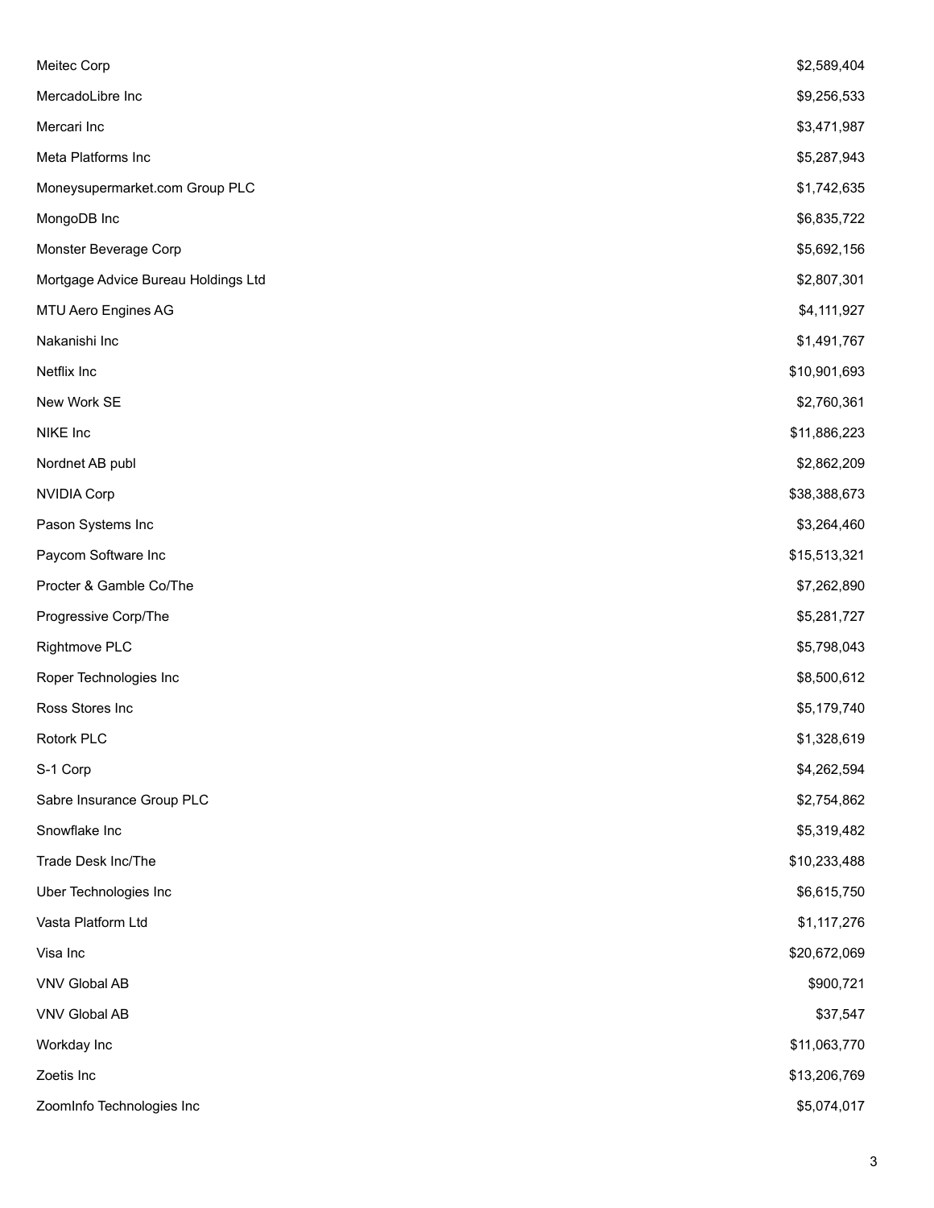| | |
|---|---|
| Meitec Corp | $2,589,404 |
| MercadoLibre Inc | $9,256,533 |
| Mercari Inc | $3,471,987 |
| Meta Platforms Inc | $5,287,943 |
| Moneysupermarket.com Group PLC | $1,742,635 |
| MongoDB Inc | $6,835,722 |
| Monster Beverage Corp | $5,692,156 |
| Mortgage Advice Bureau Holdings Ltd | $2,807,301 |
| MTU Aero Engines AG | $4,111,927 |
| Nakanishi Inc | $1,491,767 |
| Netflix Inc | $10,901,693 |
| New Work SE | $2,760,361 |
| NIKE Inc | $11,886,223 |
| Nordnet AB publ | $2,862,209 |
| NVIDIA Corp | $38,388,673 |
| Pason Systems Inc | $3,264,460 |
| Paycom Software Inc | $15,513,321 |
| Procter & Gamble Co/The | $7,262,890 |
| Progressive Corp/The | $5,281,727 |
| Rightmove PLC | $5,798,043 |
| Roper Technologies Inc | $8,500,612 |
| Ross Stores Inc | $5,179,740 |
| Rotork PLC | $1,328,619 |
| S-1 Corp | $4,262,594 |
| Sabre Insurance Group PLC | $2,754,862 |
| Snowflake Inc | $5,319,482 |
| Trade Desk Inc/The | $10,233,488 |
| Uber Technologies Inc | $6,615,750 |
| Vasta Platform Ltd | $1,117,276 |
| Visa Inc | $20,672,069 |
| VNV Global AB | $900,721 |
| VNV Global AB | $37,547 |
| Workday Inc | $11,063,770 |
| Zoetis Inc | $13,206,769 |
| ZoomInfo Technologies Inc | $5,074,017 |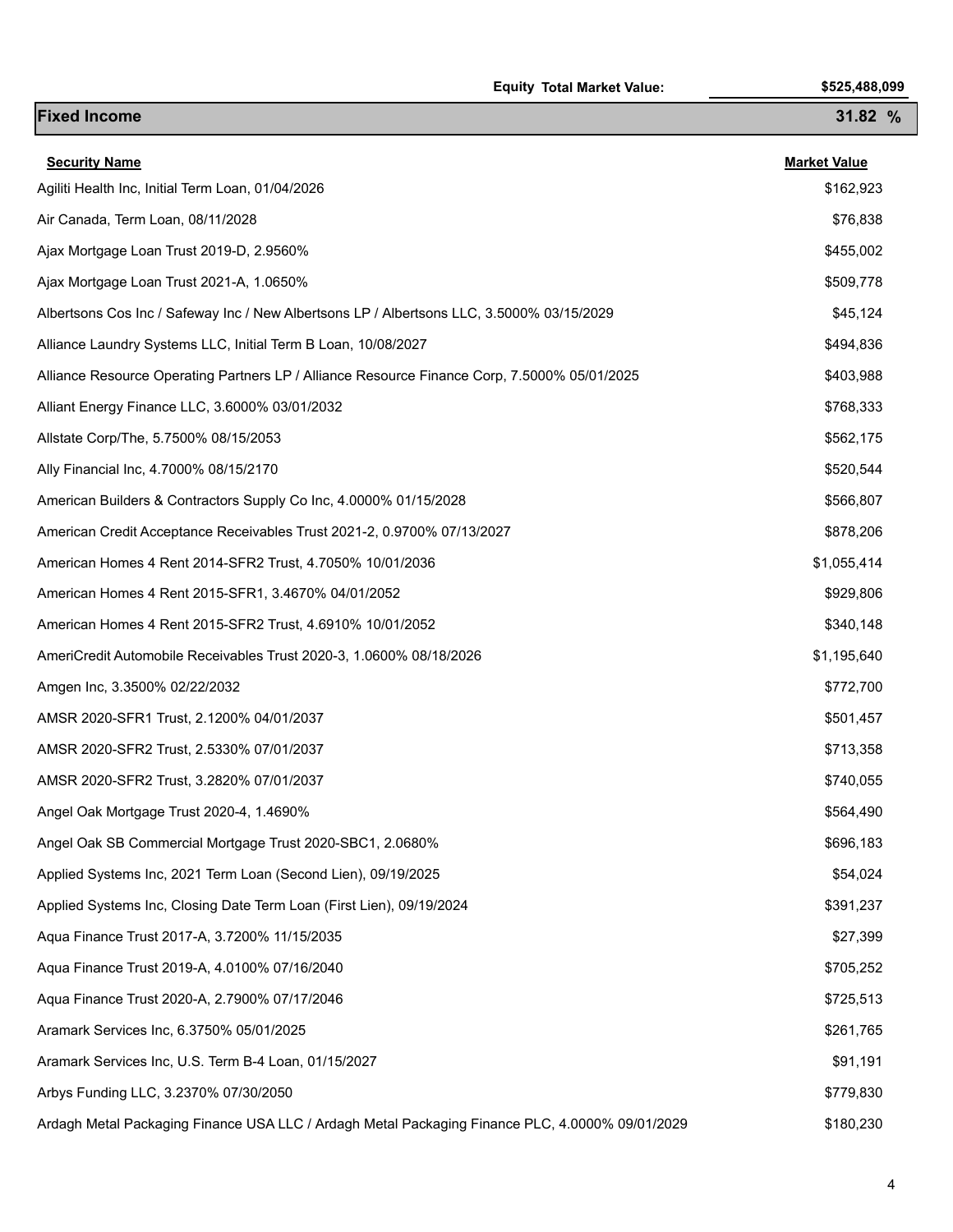| | Equity Total Market Value: | $525,488,099 |
|---|---|---|

## Fixed Income 31.82 %

| Security Name | Market Value |
|---|---|
| Agiliti Health Inc, Initial Term Loan, 01/04/2026 | $162,923 |
| Air Canada, Term Loan, 08/11/2028 | $76,838 |
| Ajax Mortgage Loan Trust 2019-D, 2.9560% | $455,002 |
| Ajax Mortgage Loan Trust 2021-A, 1.0650% | $509,778 |
| Albertsons Cos Inc / Safeway Inc / New Albertsons LP / Albertsons LLC, 3.5000% 03/15/2029 | $45,124 |
| Alliance Laundry Systems LLC, Initial Term B Loan, 10/08/2027 | $494,836 |
| Alliance Resource Operating Partners LP / Alliance Resource Finance Corp, 7.5000% 05/01/2025 | $403,988 |
| Alliant Energy Finance LLC, 3.6000% 03/01/2032 | $768,333 |
| Allstate Corp/The, 5.7500% 08/15/2053 | $562,175 |
| Ally Financial Inc, 4.7000% 08/15/2170 | $520,544 |
| American Builders & Contractors Supply Co Inc, 4.0000% 01/15/2028 | $566,807 |
| American Credit Acceptance Receivables Trust 2021-2, 0.9700% 07/13/2027 | $878,206 |
| American Homes 4 Rent 2014-SFR2 Trust, 4.7050% 10/01/2036 | $1,055,414 |
| American Homes 4 Rent 2015-SFR1, 3.4670% 04/01/2052 | $929,806 |
| American Homes 4 Rent 2015-SFR2 Trust, 4.6910% 10/01/2052 | $340,148 |
| AmeriCredit Automobile Receivables Trust 2020-3, 1.0600% 08/18/2026 | $1,195,640 |
| Amgen Inc, 3.3500% 02/22/2032 | $772,700 |
| AMSR 2020-SFR1 Trust, 2.1200% 04/01/2037 | $501,457 |
| AMSR 2020-SFR2 Trust, 2.5330% 07/01/2037 | $713,358 |
| AMSR 2020-SFR2 Trust, 3.2820% 07/01/2037 | $740,055 |
| Angel Oak Mortgage Trust 2020-4, 1.4690% | $564,490 |
| Angel Oak SB Commercial Mortgage Trust 2020-SBC1, 2.0680% | $696,183 |
| Applied Systems Inc, 2021 Term Loan (Second Lien), 09/19/2025 | $54,024 |
| Applied Systems Inc, Closing Date Term Loan (First Lien), 09/19/2024 | $391,237 |
| Aqua Finance Trust 2017-A, 3.7200% 11/15/2035 | $27,399 |
| Aqua Finance Trust 2019-A, 4.0100% 07/16/2040 | $705,252 |
| Aqua Finance Trust 2020-A, 2.7900% 07/17/2046 | $725,513 |
| Aramark Services Inc, 6.3750% 05/01/2025 | $261,765 |
| Aramark Services Inc, U.S. Term B-4 Loan, 01/15/2027 | $91,191 |
| Arbys Funding LLC, 3.2370% 07/30/2050 | $779,830 |
| Ardagh Metal Packaging Finance USA LLC / Ardagh Metal Packaging Finance PLC, 4.0000% 09/01/2029 | $180,230 |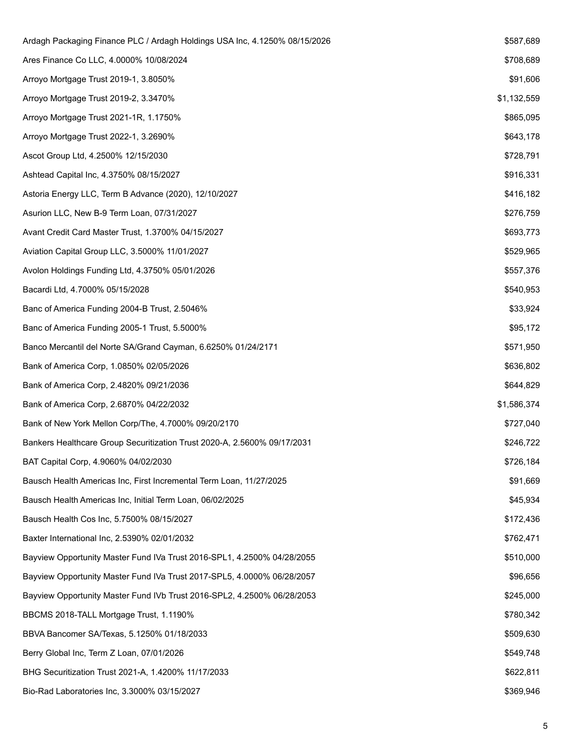| | |
|---|---|
| Ardagh Packaging Finance PLC / Ardagh Holdings USA Inc, 4.1250% 08/15/2026 | $587,689 |
| Ares Finance Co LLC, 4.0000% 10/08/2024 | $708,689 |
| Arroyo Mortgage Trust 2019-1, 3.8050% | $91,606 |
| Arroyo Mortgage Trust 2019-2, 3.3470% | $1,132,559 |
| Arroyo Mortgage Trust 2021-1R, 1.1750% | $865,095 |
| Arroyo Mortgage Trust 2022-1, 3.2690% | $643,178 |
| Ascot Group Ltd, 4.2500% 12/15/2030 | $728,791 |
| Ashtead Capital Inc, 4.3750% 08/15/2027 | $916,331 |
| Astoria Energy LLC, Term B Advance (2020), 12/10/2027 | $416,182 |
| Asurion LLC, New B-9 Term Loan, 07/31/2027 | $276,759 |
| Avant Credit Card Master Trust, 1.3700% 04/15/2027 | $693,773 |
| Aviation Capital Group LLC, 3.5000% 11/01/2027 | $529,965 |
| Avolon Holdings Funding Ltd, 4.3750% 05/01/2026 | $557,376 |
| Bacardi Ltd, 4.7000% 05/15/2028 | $540,953 |
| Banc of America Funding 2004-B Trust, 2.5046% | $33,924 |
| Banc of America Funding 2005-1 Trust, 5.5000% | $95,172 |
| Banco Mercantil del Norte SA/Grand Cayman, 6.6250% 01/24/2171 | $571,950 |
| Bank of America Corp, 1.0850% 02/05/2026 | $636,802 |
| Bank of America Corp, 2.4820% 09/21/2036 | $644,829 |
| Bank of America Corp, 2.6870% 04/22/2032 | $1,586,374 |
| Bank of New York Mellon Corp/The, 4.7000% 09/20/2170 | $727,040 |
| Bankers Healthcare Group Securitization Trust 2020-A, 2.5600% 09/17/2031 | $246,722 |
| BAT Capital Corp, 4.9060% 04/02/2030 | $726,184 |
| Bausch Health Americas Inc, First Incremental Term Loan, 11/27/2025 | $91,669 |
| Bausch Health Americas Inc, Initial Term Loan, 06/02/2025 | $45,934 |
| Bausch Health Cos Inc, 5.7500% 08/15/2027 | $172,436 |
| Baxter International Inc, 2.5390% 02/01/2032 | $762,471 |
| Bayview Opportunity Master Fund IVa Trust 2016-SPL1, 4.2500% 04/28/2055 | $510,000 |
| Bayview Opportunity Master Fund IVa Trust 2017-SPL5, 4.0000% 06/28/2057 | $96,656 |
| Bayview Opportunity Master Fund IVb Trust 2016-SPL2, 4.2500% 06/28/2053 | $245,000 |
| BBCMS 2018-TALL Mortgage Trust, 1.1190% | $780,342 |
| BBVA Bancomer SA/Texas, 5.1250% 01/18/2033 | $509,630 |
| Berry Global Inc, Term Z Loan, 07/01/2026 | $549,748 |
| BHG Securitization Trust 2021-A, 1.4200% 11/17/2033 | $622,811 |
| Bio-Rad Laboratories Inc, 3.3000% 03/15/2027 | $369,946 |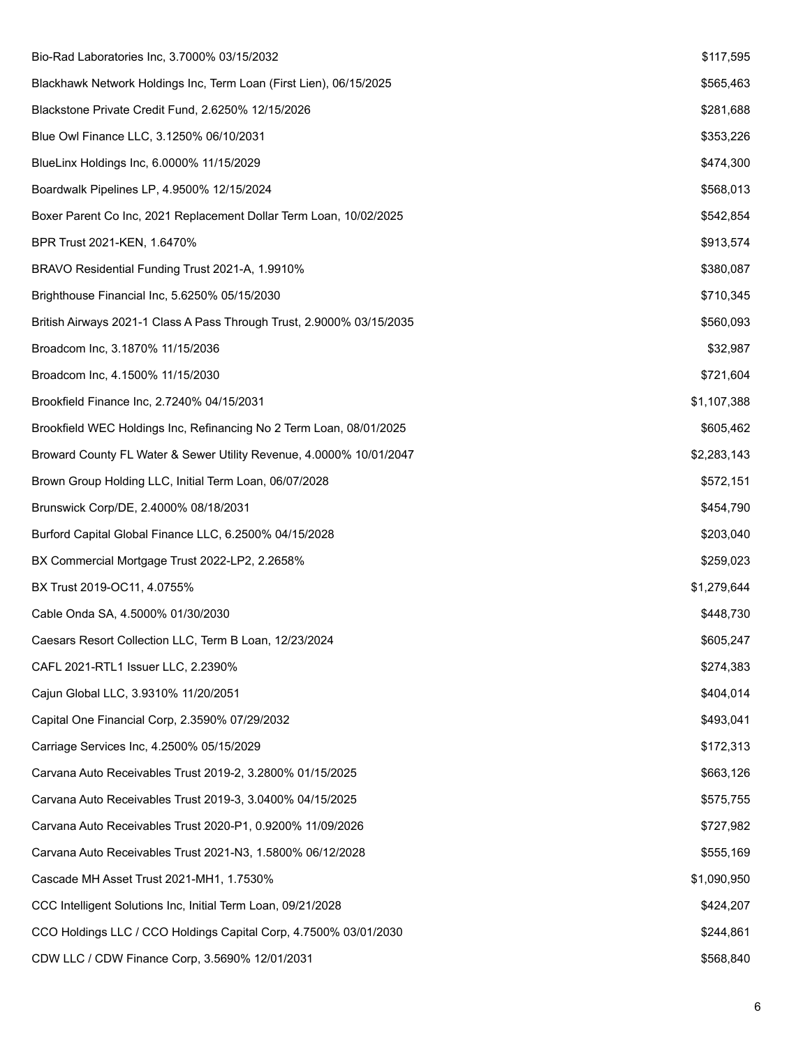| | |
|---|---|
| Bio-Rad Laboratories Inc, 3.7000% 03/15/2032 | $117,595 |
| Blackhawk Network Holdings Inc, Term Loan (First Lien), 06/15/2025 | $565,463 |
| Blackstone Private Credit Fund, 2.6250% 12/15/2026 | $281,688 |
| Blue Owl Finance LLC, 3.1250% 06/10/2031 | $353,226 |
| BlueLinx Holdings Inc, 6.0000% 11/15/2029 | $474,300 |
| Boardwalk Pipelines LP, 4.9500% 12/15/2024 | $568,013 |
| Boxer Parent Co Inc, 2021 Replacement Dollar Term Loan, 10/02/2025 | $542,854 |
| BPR Trust 2021-KEN, 1.6470% | $913,574 |
| BRAVO Residential Funding Trust 2021-A, 1.9910% | $380,087 |
| Brighthouse Financial Inc, 5.6250% 05/15/2030 | $710,345 |
| British Airways 2021-1 Class A Pass Through Trust, 2.9000% 03/15/2035 | $560,093 |
| Broadcom Inc, 3.1870% 11/15/2036 | $32,987 |
| Broadcom Inc, 4.1500% 11/15/2030 | $721,604 |
| Brookfield Finance Inc, 2.7240% 04/15/2031 | $1,107,388 |
| Brookfield WEC Holdings Inc, Refinancing No 2 Term Loan, 08/01/2025 | $605,462 |
| Broward County FL Water & Sewer Utility Revenue, 4.0000% 10/01/2047 | $2,283,143 |
| Brown Group Holding LLC, Initial Term Loan, 06/07/2028 | $572,151 |
| Brunswick Corp/DE, 2.4000% 08/18/2031 | $454,790 |
| Burford Capital Global Finance LLC, 6.2500% 04/15/2028 | $203,040 |
| BX Commercial Mortgage Trust 2022-LP2, 2.2658% | $259,023 |
| BX Trust 2019-OC11, 4.0755% | $1,279,644 |
| Cable Onda SA, 4.5000% 01/30/2030 | $448,730 |
| Caesars Resort Collection LLC, Term B Loan, 12/23/2024 | $605,247 |
| CAFL 2021-RTL1 Issuer LLC, 2.2390% | $274,383 |
| Cajun Global LLC, 3.9310% 11/20/2051 | $404,014 |
| Capital One Financial Corp, 2.3590% 07/29/2032 | $493,041 |
| Carriage Services Inc, 4.2500% 05/15/2029 | $172,313 |
| Carvana Auto Receivables Trust 2019-2, 3.2800% 01/15/2025 | $663,126 |
| Carvana Auto Receivables Trust 2019-3, 3.0400% 04/15/2025 | $575,755 |
| Carvana Auto Receivables Trust 2020-P1, 0.9200% 11/09/2026 | $727,982 |
| Carvana Auto Receivables Trust 2021-N3, 1.5800% 06/12/2028 | $555,169 |
| Cascade MH Asset Trust 2021-MH1, 1.7530% | $1,090,950 |
| CCC Intelligent Solutions Inc, Initial Term Loan, 09/21/2028 | $424,207 |
| CCO Holdings LLC / CCO Holdings Capital Corp, 4.7500% 03/01/2030 | $244,861 |
| CDW LLC / CDW Finance Corp, 3.5690% 12/01/2031 | $568,840 |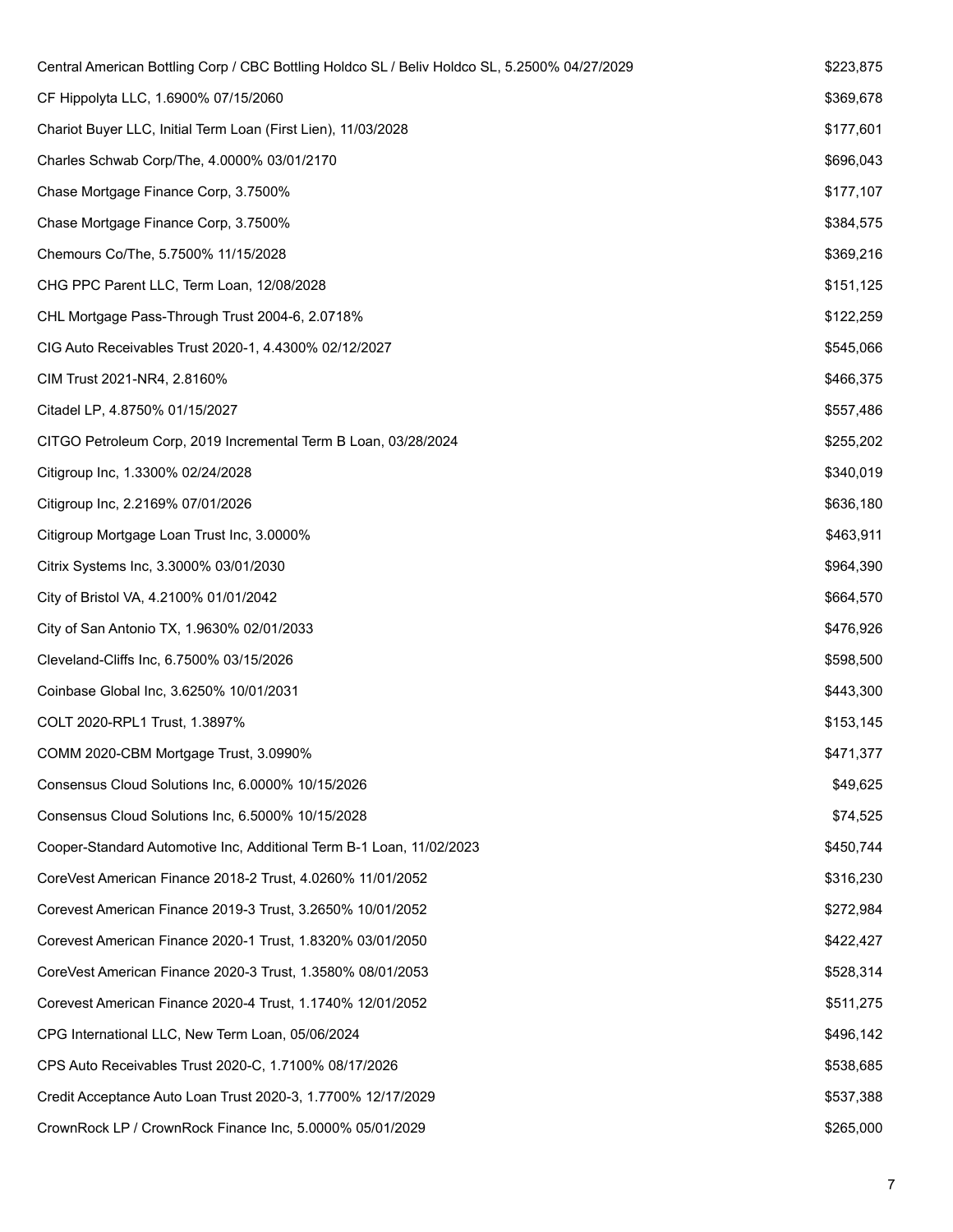| | |
|---|---|
| Central American Bottling Corp / CBC Bottling Holdco SL / Beliv Holdco SL, 5.2500% 04/27/2029 | $223,875 |
| CF Hippolyta LLC, 1.6900% 07/15/2060 | $369,678 |
| Chariot Buyer LLC, Initial Term Loan (First Lien), 11/03/2028 | $177,601 |
| Charles Schwab Corp/The, 4.0000% 03/01/2170 | $696,043 |
| Chase Mortgage Finance Corp, 3.7500% | $177,107 |
| Chase Mortgage Finance Corp, 3.7500% | $384,575 |
| Chemours Co/The, 5.7500% 11/15/2028 | $369,216 |
| CHG PPC Parent LLC, Term Loan, 12/08/2028 | $151,125 |
| CHL Mortgage Pass-Through Trust 2004-6, 2.0718% | $122,259 |
| CIG Auto Receivables Trust 2020-1, 4.4300% 02/12/2027 | $545,066 |
| CIM Trust 2021-NR4, 2.8160% | $466,375 |
| Citadel LP, 4.8750% 01/15/2027 | $557,486 |
| CITGO Petroleum Corp, 2019 Incremental Term B Loan, 03/28/2024 | $255,202 |
| Citigroup Inc, 1.3300% 02/24/2028 | $340,019 |
| Citigroup Inc, 2.2169% 07/01/2026 | $636,180 |
| Citigroup Mortgage Loan Trust Inc, 3.0000% | $463,911 |
| Citrix Systems Inc, 3.3000% 03/01/2030 | $964,390 |
| City of Bristol VA, 4.2100% 01/01/2042 | $664,570 |
| City of San Antonio TX, 1.9630% 02/01/2033 | $476,926 |
| Cleveland-Cliffs Inc, 6.7500% 03/15/2026 | $598,500 |
| Coinbase Global Inc, 3.6250% 10/01/2031 | $443,300 |
| COLT 2020-RPL1 Trust, 1.3897% | $153,145 |
| COMM 2020-CBM Mortgage Trust, 3.0990% | $471,377 |
| Consensus Cloud Solutions Inc, 6.0000% 10/15/2026 | $49,625 |
| Consensus Cloud Solutions Inc, 6.5000% 10/15/2028 | $74,525 |
| Cooper-Standard Automotive Inc, Additional Term B-1 Loan, 11/02/2023 | $450,744 |
| CoreVest American Finance 2018-2 Trust, 4.0260% 11/01/2052 | $316,230 |
| Corevest American Finance 2019-3 Trust, 3.2650% 10/01/2052 | $272,984 |
| Corevest American Finance 2020-1 Trust, 1.8320% 03/01/2050 | $422,427 |
| CoreVest American Finance 2020-3 Trust, 1.3580% 08/01/2053 | $528,314 |
| Corevest American Finance 2020-4 Trust, 1.1740% 12/01/2052 | $511,275 |
| CPG International LLC, New Term Loan, 05/06/2024 | $496,142 |
| CPS Auto Receivables Trust 2020-C, 1.7100% 08/17/2026 | $538,685 |
| Credit Acceptance Auto Loan Trust 2020-3, 1.7700% 12/17/2029 | $537,388 |
| CrownRock LP / CrownRock Finance Inc, 5.0000% 05/01/2029 | $265,000 |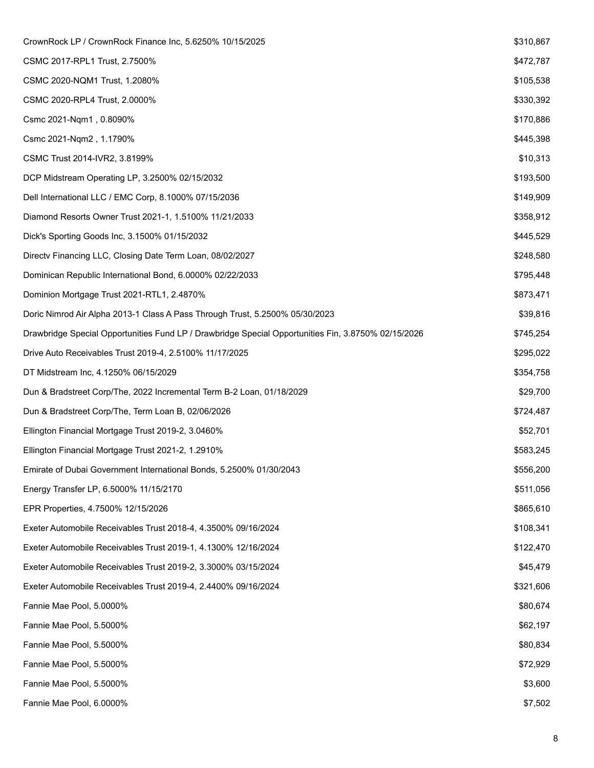| | |
|---|---|
| CrownRock LP / CrownRock Finance Inc, 5.6250% 10/15/2025 | $310,867 |
| CSMC 2017-RPL1 Trust, 2.7500% | $472,787 |
| CSMC 2020-NQM1 Trust, 1.2080% | $105,538 |
| CSMC 2020-RPL4 Trust, 2.0000% | $330,392 |
| Csmc 2021-Nqm1 , 0.8090% | $170,886 |
| Csmc 2021-Nqm2 , 1.1790% | $445,398 |
| CSMC Trust 2014-IVR2, 3.8199% | $10,313 |
| DCP Midstream Operating LP, 3.2500% 02/15/2032 | $193,500 |
| Dell International LLC / EMC Corp, 8.1000% 07/15/2036 | $149,909 |
| Diamond Resorts Owner Trust 2021-1, 1.5100% 11/21/2033 | $358,912 |
| Dick's Sporting Goods Inc, 3.1500% 01/15/2032 | $445,529 |
| Directv Financing LLC, Closing Date Term Loan, 08/02/2027 | $248,580 |
| Dominican Republic International Bond, 6.0000% 02/22/2033 | $795,448 |
| Dominion Mortgage Trust 2021-RTL1, 2.4870% | $873,471 |
| Doric Nimrod Air Alpha 2013-1 Class A Pass Through Trust, 5.2500% 05/30/2023 | $39,816 |
| Drawbridge Special Opportunities Fund LP / Drawbridge Special Opportunities Fin, 3.8750% 02/15/2026 | $745,254 |
| Drive Auto Receivables Trust 2019-4, 2.5100% 11/17/2025 | $295,022 |
| DT Midstream Inc, 4.1250% 06/15/2029 | $354,758 |
| Dun & Bradstreet Corp/The, 2022 Incremental Term B-2 Loan, 01/18/2029 | $29,700 |
| Dun & Bradstreet Corp/The, Term Loan B, 02/06/2026 | $724,487 |
| Ellington Financial Mortgage Trust 2019-2, 3.0460% | $52,701 |
| Ellington Financial Mortgage Trust 2021-2, 1.2910% | $583,245 |
| Emirate of Dubai Government International Bonds, 5.2500% 01/30/2043 | $556,200 |
| Energy Transfer LP, 6.5000% 11/15/2170 | $511,056 |
| EPR Properties, 4.7500% 12/15/2026 | $865,610 |
| Exeter Automobile Receivables Trust 2018-4, 4.3500% 09/16/2024 | $108,341 |
| Exeter Automobile Receivables Trust 2019-1, 4.1300% 12/16/2024 | $122,470 |
| Exeter Automobile Receivables Trust 2019-2, 3.3000% 03/15/2024 | $45,479 |
| Exeter Automobile Receivables Trust 2019-4, 2.4400% 09/16/2024 | $321,606 |
| Fannie Mae Pool, 5.0000% | $80,674 |
| Fannie Mae Pool, 5.5000% | $62,197 |
| Fannie Mae Pool, 5.5000% | $80,834 |
| Fannie Mae Pool, 5.5000% | $72,929 |
| Fannie Mae Pool, 5.5000% | $3,600 |
| Fannie Mae Pool, 6.0000% | $7,502 |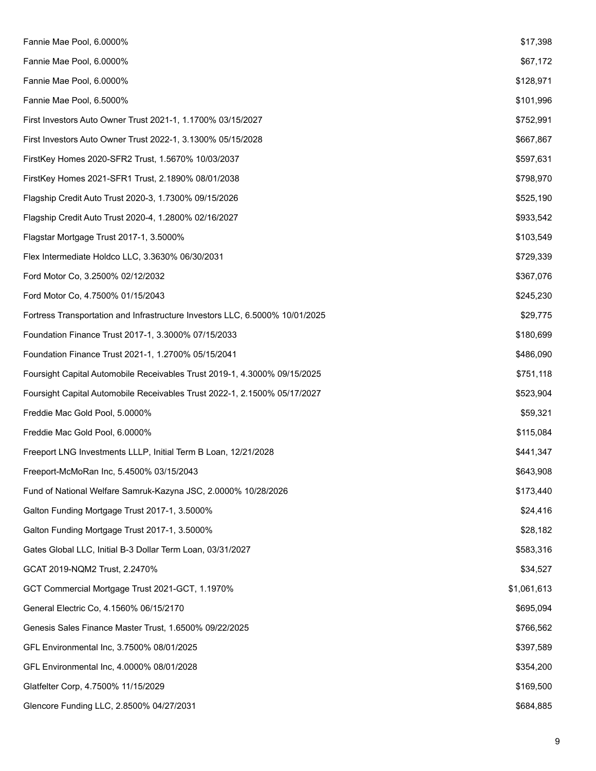| | |
|---|---|
| Fannie Mae Pool, 6.0000% | $17,398 |
| Fannie Mae Pool, 6.0000% | $67,172 |
| Fannie Mae Pool, 6.0000% | $128,971 |
| Fannie Mae Pool, 6.5000% | $101,996 |
| First Investors Auto Owner Trust 2021-1, 1.1700% 03/15/2027 | $752,991 |
| First Investors Auto Owner Trust 2022-1, 3.1300% 05/15/2028 | $667,867 |
| FirstKey Homes 2020-SFR2 Trust, 1.5670% 10/03/2037 | $597,631 |
| FirstKey Homes 2021-SFR1 Trust, 2.1890% 08/01/2038 | $798,970 |
| Flagship Credit Auto Trust 2020-3, 1.7300% 09/15/2026 | $525,190 |
| Flagship Credit Auto Trust 2020-4, 1.2800% 02/16/2027 | $933,542 |
| Flagstar Mortgage Trust 2017-1, 3.5000% | $103,549 |
| Flex Intermediate Holdco LLC, 3.3630% 06/30/2031 | $729,339 |
| Ford Motor Co, 3.2500% 02/12/2032 | $367,076 |
| Ford Motor Co, 4.7500% 01/15/2043 | $245,230 |
| Fortress Transportation and Infrastructure Investors LLC, 6.5000% 10/01/2025 | $29,775 |
| Foundation Finance Trust 2017-1, 3.3000% 07/15/2033 | $180,699 |
| Foundation Finance Trust 2021-1, 1.2700% 05/15/2041 | $486,090 |
| Foursight Capital Automobile Receivables Trust 2019-1, 4.3000% 09/15/2025 | $751,118 |
| Foursight Capital Automobile Receivables Trust 2022-1, 2.1500% 05/17/2027 | $523,904 |
| Freddie Mac Gold Pool, 5.0000% | $59,321 |
| Freddie Mac Gold Pool, 6.0000% | $115,084 |
| Freeport LNG Investments LLLP, Initial Term B Loan, 12/21/2028 | $441,347 |
| Freeport-McMoRan Inc, 5.4500% 03/15/2043 | $643,908 |
| Fund of National Welfare Samruk-Kazyna JSC, 2.0000% 10/28/2026 | $173,440 |
| Galton Funding Mortgage Trust 2017-1, 3.5000% | $24,416 |
| Galton Funding Mortgage Trust 2017-1, 3.5000% | $28,182 |
| Gates Global LLC, Initial B-3 Dollar Term Loan, 03/31/2027 | $583,316 |
| GCAT 2019-NQM2 Trust, 2.2470% | $34,527 |
| GCT Commercial Mortgage Trust 2021-GCT, 1.1970% | $1,061,613 |
| General Electric Co, 4.1560% 06/15/2170 | $695,094 |
| Genesis Sales Finance Master Trust, 1.6500% 09/22/2025 | $766,562 |
| GFL Environmental Inc, 3.7500% 08/01/2025 | $397,589 |
| GFL Environmental Inc, 4.0000% 08/01/2028 | $354,200 |
| Glatfelter Corp, 4.7500% 11/15/2029 | $169,500 |
| Glencore Funding LLC, 2.8500% 04/27/2031 | $684,885 |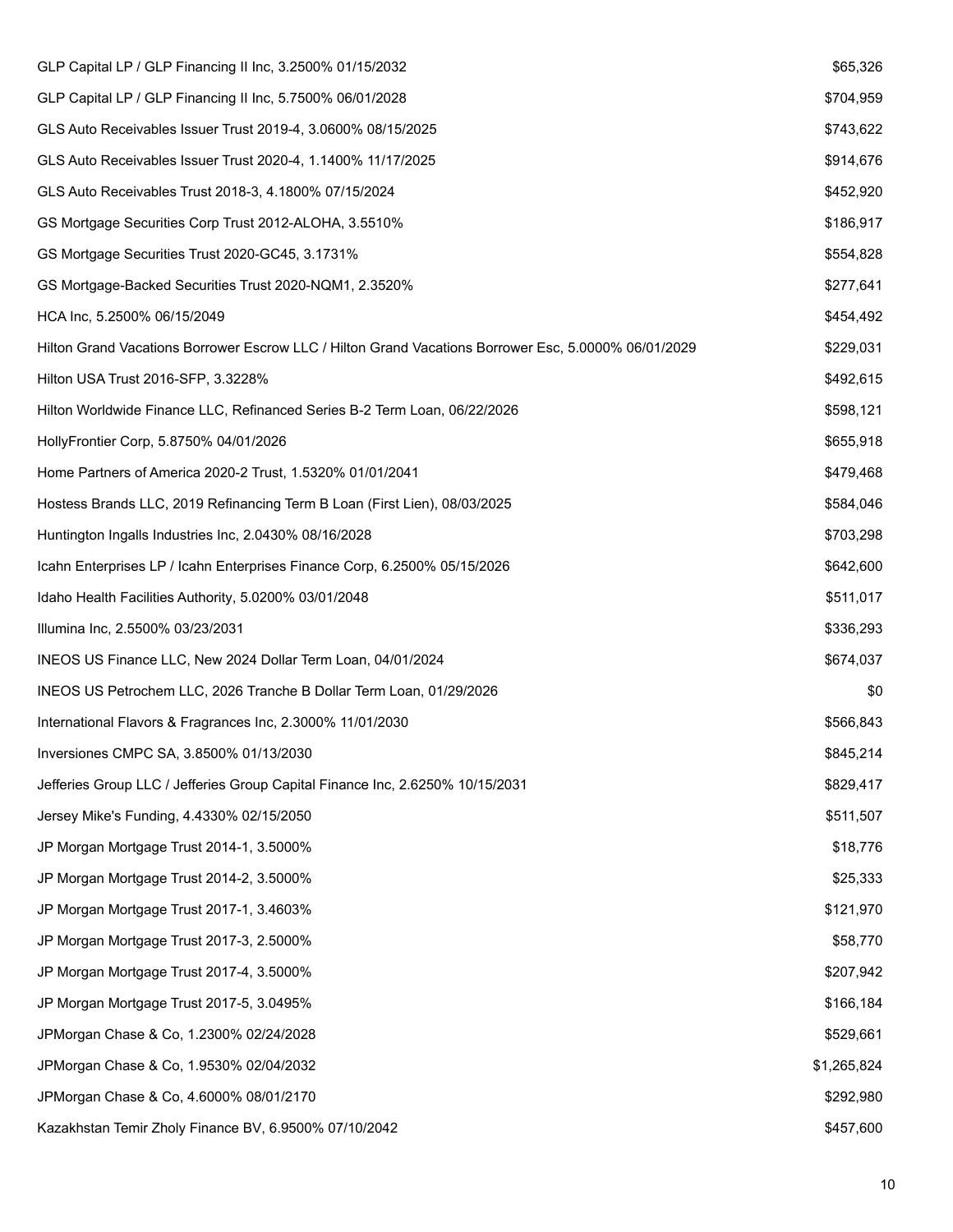| | |
|---|---|
| GLP Capital LP / GLP Financing II Inc, 3.2500% 01/15/2032 | $65,326 |
| GLP Capital LP / GLP Financing II Inc, 5.7500% 06/01/2028 | $704,959 |
| GLS Auto Receivables Issuer Trust 2019-4, 3.0600% 08/15/2025 | $743,622 |
| GLS Auto Receivables Issuer Trust 2020-4, 1.1400% 11/17/2025 | $914,676 |
| GLS Auto Receivables Trust 2018-3, 4.1800% 07/15/2024 | $452,920 |
| GS Mortgage Securities Corp Trust 2012-ALOHA, 3.5510% | $186,917 |
| GS Mortgage Securities Trust 2020-GC45, 3.1731% | $554,828 |
| GS Mortgage-Backed Securities Trust 2020-NQM1, 2.3520% | $277,641 |
| HCA Inc, 5.2500% 06/15/2049 | $454,492 |
| Hilton Grand Vacations Borrower Escrow LLC / Hilton Grand Vacations Borrower Esc, 5.0000% 06/01/2029 | $229,031 |
| Hilton USA Trust 2016-SFP, 3.3228% | $492,615 |
| Hilton Worldwide Finance LLC, Refinanced Series B-2 Term Loan, 06/22/2026 | $598,121 |
| HollyFrontier Corp, 5.8750% 04/01/2026 | $655,918 |
| Home Partners of America 2020-2 Trust, 1.5320% 01/01/2041 | $479,468 |
| Hostess Brands LLC, 2019 Refinancing Term B Loan (First Lien), 08/03/2025 | $584,046 |
| Huntington Ingalls Industries Inc, 2.0430% 08/16/2028 | $703,298 |
| Icahn Enterprises LP / Icahn Enterprises Finance Corp, 6.2500% 05/15/2026 | $642,600 |
| Idaho Health Facilities Authority, 5.0200% 03/01/2048 | $511,017 |
| Illumina Inc, 2.5500% 03/23/2031 | $336,293 |
| INEOS US Finance LLC, New 2024 Dollar Term Loan, 04/01/2024 | $674,037 |
| INEOS US Petrochem LLC, 2026 Tranche B Dollar Term Loan, 01/29/2026 | $0 |
| International Flavors & Fragrances Inc, 2.3000% 11/01/2030 | $566,843 |
| Inversiones CMPC SA, 3.8500% 01/13/2030 | $845,214 |
| Jefferies Group LLC / Jefferies Group Capital Finance Inc, 2.6250% 10/15/2031 | $829,417 |
| Jersey Mike's Funding, 4.4330% 02/15/2050 | $511,507 |
| JP Morgan Mortgage Trust 2014-1, 3.5000% | $18,776 |
| JP Morgan Mortgage Trust 2014-2, 3.5000% | $25,333 |
| JP Morgan Mortgage Trust 2017-1, 3.4603% | $121,970 |
| JP Morgan Mortgage Trust 2017-3, 2.5000% | $58,770 |
| JP Morgan Mortgage Trust 2017-4, 3.5000% | $207,942 |
| JP Morgan Mortgage Trust 2017-5, 3.0495% | $166,184 |
| JPMorgan Chase & Co, 1.2300% 02/24/2028 | $529,661 |
| JPMorgan Chase & Co, 1.9530% 02/04/2032 | $1,265,824 |
| JPMorgan Chase & Co, 4.6000% 08/01/2170 | $292,980 |
| Kazakhstan Temir Zholy Finance BV, 6.9500% 07/10/2042 | $457,600 |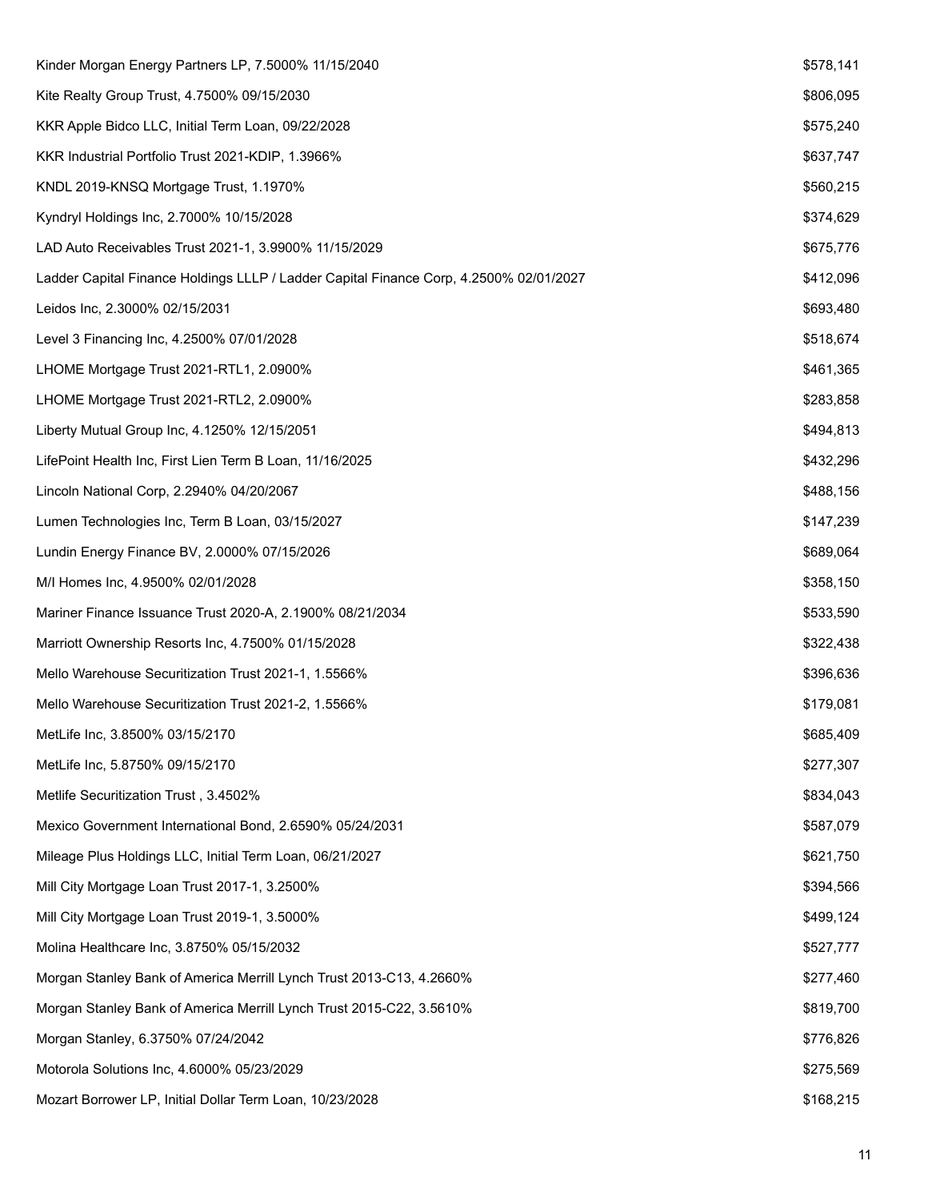| | |
|---|---|
| Kinder Morgan Energy Partners LP, 7.5000% 11/15/2040 | $578,141 |
| Kite Realty Group Trust, 4.7500% 09/15/2030 | $806,095 |
| KKR Apple Bidco LLC, Initial Term Loan, 09/22/2028 | $575,240 |
| KKR Industrial Portfolio Trust 2021-KDIP, 1.3966% | $637,747 |
| KNDL 2019-KNSQ Mortgage Trust, 1.1970% | $560,215 |
| Kyndryl Holdings Inc, 2.7000% 10/15/2028 | $374,629 |
| LAD Auto Receivables Trust 2021-1, 3.9900% 11/15/2029 | $675,776 |
| Ladder Capital Finance Holdings LLLP / Ladder Capital Finance Corp, 4.2500% 02/01/2027 | $412,096 |
| Leidos Inc, 2.3000% 02/15/2031 | $693,480 |
| Level 3 Financing Inc, 4.2500% 07/01/2028 | $518,674 |
| LHOME Mortgage Trust 2021-RTL1, 2.0900% | $461,365 |
| LHOME Mortgage Trust 2021-RTL2, 2.0900% | $283,858 |
| Liberty Mutual Group Inc, 4.1250% 12/15/2051 | $494,813 |
| LifePoint Health Inc, First Lien Term B Loan, 11/16/2025 | $432,296 |
| Lincoln National Corp, 2.2940% 04/20/2067 | $488,156 |
| Lumen Technologies Inc, Term B Loan, 03/15/2027 | $147,239 |
| Lundin Energy Finance BV, 2.0000% 07/15/2026 | $689,064 |
| M/I Homes Inc, 4.9500% 02/01/2028 | $358,150 |
| Mariner Finance Issuance Trust 2020-A, 2.1900% 08/21/2034 | $533,590 |
| Marriott Ownership Resorts Inc, 4.7500% 01/15/2028 | $322,438 |
| Mello Warehouse Securitization Trust 2021-1, 1.5566% | $396,636 |
| Mello Warehouse Securitization Trust 2021-2, 1.5566% | $179,081 |
| MetLife Inc, 3.8500% 03/15/2170 | $685,409 |
| MetLife Inc, 5.8750% 09/15/2170 | $277,307 |
| Metlife Securitization Trust , 3.4502% | $834,043 |
| Mexico Government International Bond, 2.6590% 05/24/2031 | $587,079 |
| Mileage Plus Holdings LLC, Initial Term Loan, 06/21/2027 | $621,750 |
| Mill City Mortgage Loan Trust 2017-1, 3.2500% | $394,566 |
| Mill City Mortgage Loan Trust 2019-1, 3.5000% | $499,124 |
| Molina Healthcare Inc, 3.8750% 05/15/2032 | $527,777 |
| Morgan Stanley Bank of America Merrill Lynch Trust 2013-C13, 4.2660% | $277,460 |
| Morgan Stanley Bank of America Merrill Lynch Trust 2015-C22, 3.5610% | $819,700 |
| Morgan Stanley, 6.3750% 07/24/2042 | $776,826 |
| Motorola Solutions Inc, 4.6000% 05/23/2029 | $275,569 |
| Mozart Borrower LP, Initial Dollar Term Loan, 10/23/2028 | $168,215 |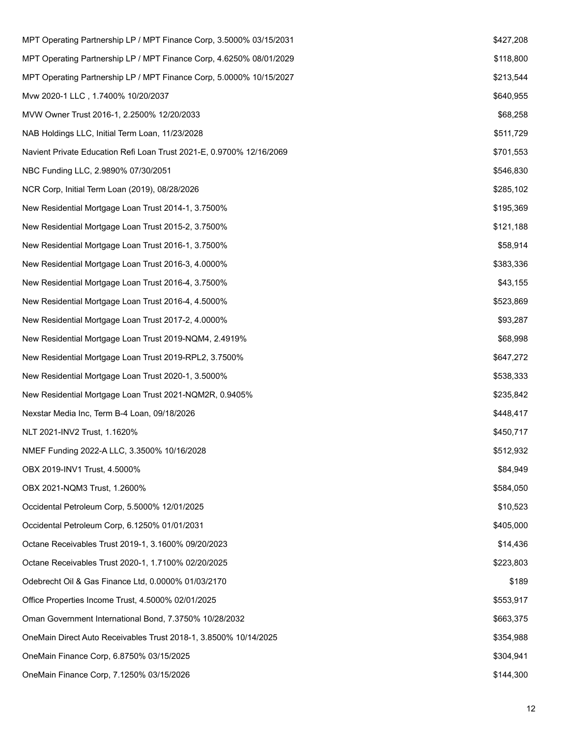| | |
|---|---|
| MPT Operating Partnership LP / MPT Finance Corp, 3.5000% 03/15/2031 | $427,208 |
| MPT Operating Partnership LP / MPT Finance Corp, 4.6250% 08/01/2029 | $118,800 |
| MPT Operating Partnership LP / MPT Finance Corp, 5.0000% 10/15/2027 | $213,544 |
| Mvw 2020-1 LLC , 1.7400% 10/20/2037 | $640,955 |
| MVW Owner Trust 2016-1, 2.2500% 12/20/2033 | $68,258 |
| NAB Holdings LLC, Initial Term Loan, 11/23/2028 | $511,729 |
| Navient Private Education Refi Loan Trust 2021-E, 0.9700% 12/16/2069 | $701,553 |
| NBC Funding LLC, 2.9890% 07/30/2051 | $546,830 |
| NCR Corp, Initial Term Loan (2019), 08/28/2026 | $285,102 |
| New Residential Mortgage Loan Trust 2014-1, 3.7500% | $195,369 |
| New Residential Mortgage Loan Trust 2015-2, 3.7500% | $121,188 |
| New Residential Mortgage Loan Trust 2016-1, 3.7500% | $58,914 |
| New Residential Mortgage Loan Trust 2016-3, 4.0000% | $383,336 |
| New Residential Mortgage Loan Trust 2016-4, 3.7500% | $43,155 |
| New Residential Mortgage Loan Trust 2016-4, 4.5000% | $523,869 |
| New Residential Mortgage Loan Trust 2017-2, 4.0000% | $93,287 |
| New Residential Mortgage Loan Trust 2019-NQM4, 2.4919% | $68,998 |
| New Residential Mortgage Loan Trust 2019-RPL2, 3.7500% | $647,272 |
| New Residential Mortgage Loan Trust 2020-1, 3.5000% | $538,333 |
| New Residential Mortgage Loan Trust 2021-NQM2R, 0.9405% | $235,842 |
| Nexstar Media Inc, Term B-4 Loan, 09/18/2026 | $448,417 |
| NLT 2021-INV2 Trust, 1.1620% | $450,717 |
| NMEF Funding 2022-A LLC, 3.3500% 10/16/2028 | $512,932 |
| OBX 2019-INV1 Trust, 4.5000% | $84,949 |
| OBX 2021-NQM3 Trust, 1.2600% | $584,050 |
| Occidental Petroleum Corp, 5.5000% 12/01/2025 | $10,523 |
| Occidental Petroleum Corp, 6.1250% 01/01/2031 | $405,000 |
| Octane Receivables Trust 2019-1, 3.1600% 09/20/2023 | $14,436 |
| Octane Receivables Trust 2020-1, 1.7100% 02/20/2025 | $223,803 |
| Odebrecht Oil & Gas Finance Ltd, 0.0000% 01/03/2170 | $189 |
| Office Properties Income Trust, 4.5000% 02/01/2025 | $553,917 |
| Oman Government International Bond, 7.3750% 10/28/2032 | $663,375 |
| OneMain Direct Auto Receivables Trust 2018-1, 3.8500% 10/14/2025 | $354,988 |
| OneMain Finance Corp, 6.8750% 03/15/2025 | $304,941 |
| OneMain Finance Corp, 7.1250% 03/15/2026 | $144,300 |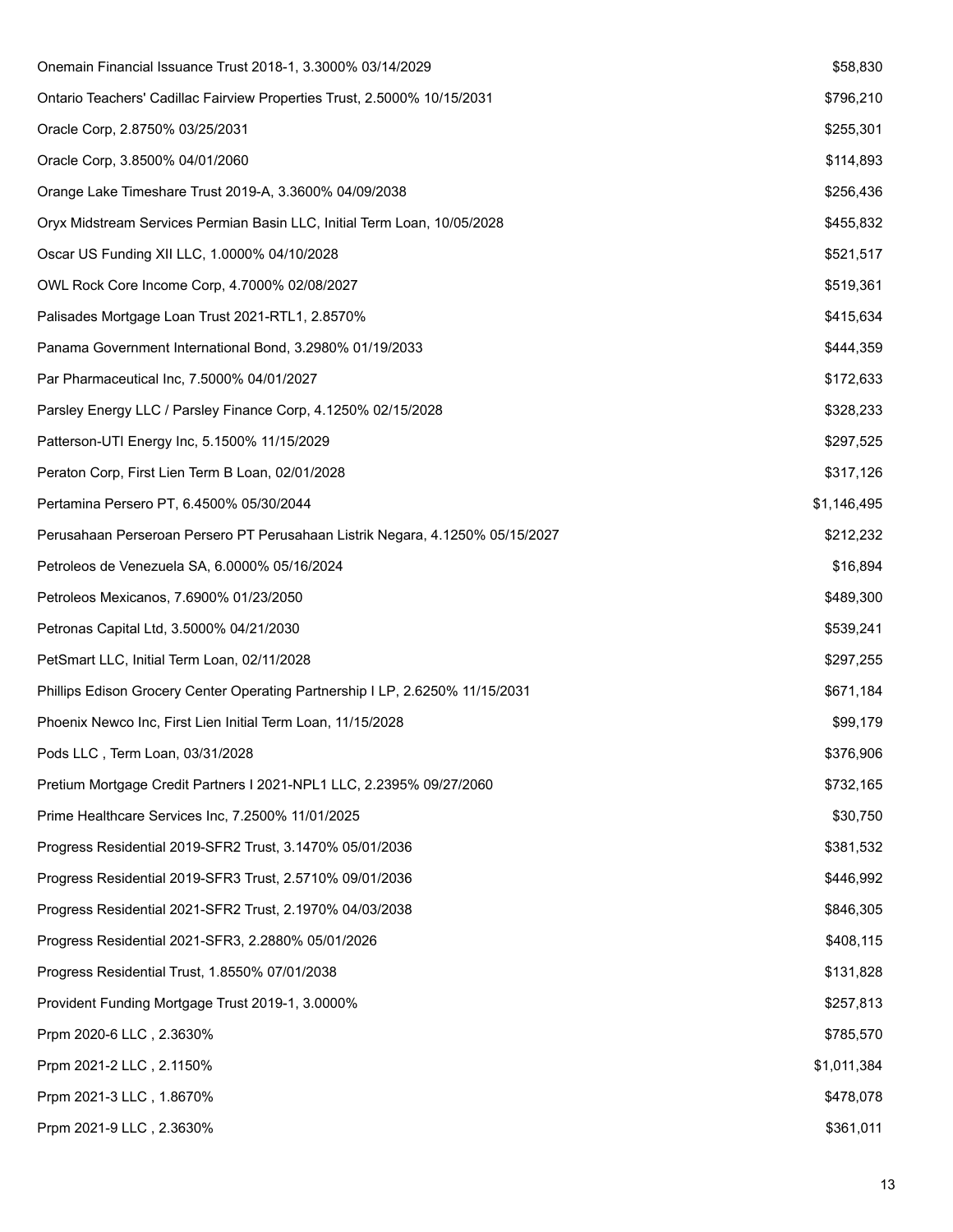| | |
|---|---|
| Onemain Financial Issuance Trust 2018-1, 3.3000% 03/14/2029 | $58,830 |
| Ontario Teachers' Cadillac Fairview Properties Trust, 2.5000% 10/15/2031 | $796,210 |
| Oracle Corp, 2.8750% 03/25/2031 | $255,301 |
| Oracle Corp, 3.8500% 04/01/2060 | $114,893 |
| Orange Lake Timeshare Trust 2019-A, 3.3600% 04/09/2038 | $256,436 |
| Oryx Midstream Services Permian Basin LLC, Initial Term Loan, 10/05/2028 | $455,832 |
| Oscar US Funding XII LLC, 1.0000% 04/10/2028 | $521,517 |
| OWL Rock Core Income Corp, 4.7000% 02/08/2027 | $519,361 |
| Palisades Mortgage Loan Trust 2021-RTL1, 2.8570% | $415,634 |
| Panama Government International Bond, 3.2980% 01/19/2033 | $444,359 |
| Par Pharmaceutical Inc, 7.5000% 04/01/2027 | $172,633 |
| Parsley Energy LLC / Parsley Finance Corp, 4.1250% 02/15/2028 | $328,233 |
| Patterson-UTI Energy Inc, 5.1500% 11/15/2029 | $297,525 |
| Peraton Corp, First Lien Term B Loan, 02/01/2028 | $317,126 |
| Pertamina Persero PT, 6.4500% 05/30/2044 | $1,146,495 |
| Perusahaan Perseroan Persero PT Perusahaan Listrik Negara, 4.1250% 05/15/2027 | $212,232 |
| Petroleos de Venezuela SA, 6.0000% 05/16/2024 | $16,894 |
| Petroleos Mexicanos, 7.6900% 01/23/2050 | $489,300 |
| Petronas Capital Ltd, 3.5000% 04/21/2030 | $539,241 |
| PetSmart LLC, Initial Term Loan, 02/11/2028 | $297,255 |
| Phillips Edison Grocery Center Operating Partnership I LP, 2.6250% 11/15/2031 | $671,184 |
| Phoenix Newco Inc, First Lien Initial Term Loan, 11/15/2028 | $99,179 |
| Pods LLC , Term Loan, 03/31/2028 | $376,906 |
| Pretium Mortgage Credit Partners I 2021-NPL1 LLC, 2.2395% 09/27/2060 | $732,165 |
| Prime Healthcare Services Inc, 7.2500% 11/01/2025 | $30,750 |
| Progress Residential 2019-SFR2 Trust, 3.1470% 05/01/2036 | $381,532 |
| Progress Residential 2019-SFR3 Trust, 2.5710% 09/01/2036 | $446,992 |
| Progress Residential 2021-SFR2 Trust, 2.1970% 04/03/2038 | $846,305 |
| Progress Residential 2021-SFR3, 2.2880% 05/01/2026 | $408,115 |
| Progress Residential Trust, 1.8550% 07/01/2038 | $131,828 |
| Provident Funding Mortgage Trust 2019-1, 3.0000% | $257,813 |
| Prpm 2020-6 LLC , 2.3630% | $785,570 |
| Prpm 2021-2 LLC , 2.1150% | $1,011,384 |
| Prpm 2021-3 LLC , 1.8670% | $478,078 |
| Prpm 2021-9 LLC , 2.3630% | $361,011 |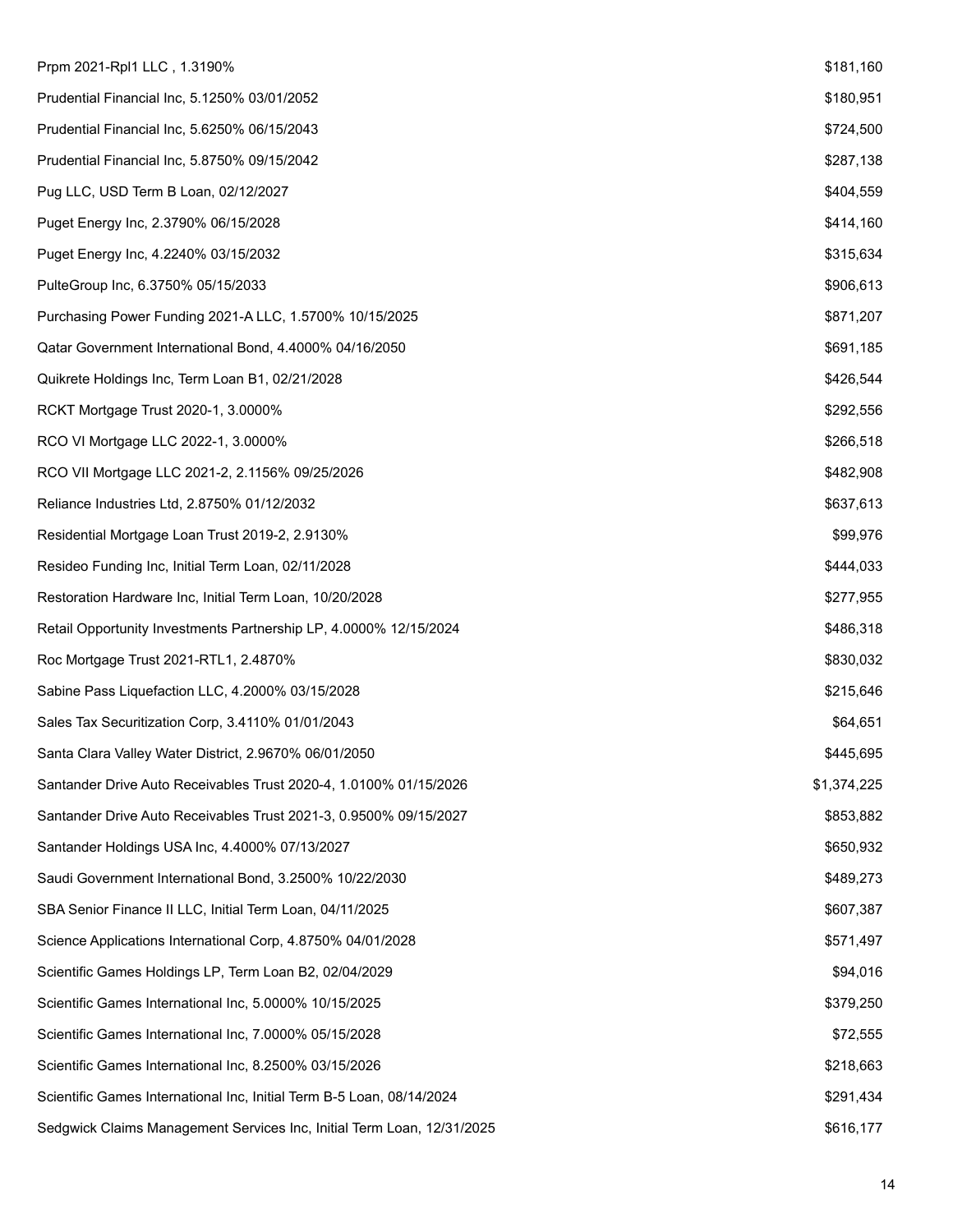| | |
|---|---|
| Prpm 2021-Rpl1 LLC , 1.3190% | $181,160 |
| Prudential Financial Inc, 5.1250% 03/01/2052 | $180,951 |
| Prudential Financial Inc, 5.6250% 06/15/2043 | $724,500 |
| Prudential Financial Inc, 5.8750% 09/15/2042 | $287,138 |
| Pug LLC, USD Term B Loan, 02/12/2027 | $404,559 |
| Puget Energy Inc, 2.3790% 06/15/2028 | $414,160 |
| Puget Energy Inc, 4.2240% 03/15/2032 | $315,634 |
| PulteGroup Inc, 6.3750% 05/15/2033 | $906,613 |
| Purchasing Power Funding 2021-A LLC, 1.5700% 10/15/2025 | $871,207 |
| Qatar Government International Bond, 4.4000% 04/16/2050 | $691,185 |
| Quikrete Holdings Inc, Term Loan B1, 02/21/2028 | $426,544 |
| RCKT Mortgage Trust 2020-1, 3.0000% | $292,556 |
| RCO VI Mortgage LLC 2022-1, 3.0000% | $266,518 |
| RCO VII Mortgage LLC 2021-2, 2.1156% 09/25/2026 | $482,908 |
| Reliance Industries Ltd, 2.8750% 01/12/2032 | $637,613 |
| Residential Mortgage Loan Trust 2019-2, 2.9130% | $99,976 |
| Resideo Funding Inc, Initial Term Loan, 02/11/2028 | $444,033 |
| Restoration Hardware Inc, Initial Term Loan, 10/20/2028 | $277,955 |
| Retail Opportunity Investments Partnership LP, 4.0000% 12/15/2024 | $486,318 |
| Roc Mortgage Trust 2021-RTL1, 2.4870% | $830,032 |
| Sabine Pass Liquefaction LLC, 4.2000% 03/15/2028 | $215,646 |
| Sales Tax Securitization Corp, 3.4110% 01/01/2043 | $64,651 |
| Santa Clara Valley Water District, 2.9670% 06/01/2050 | $445,695 |
| Santander Drive Auto Receivables Trust 2020-4, 1.0100% 01/15/2026 | $1,374,225 |
| Santander Drive Auto Receivables Trust 2021-3, 0.9500% 09/15/2027 | $853,882 |
| Santander Holdings USA Inc, 4.4000% 07/13/2027 | $650,932 |
| Saudi Government International Bond, 3.2500% 10/22/2030 | $489,273 |
| SBA Senior Finance II LLC, Initial Term Loan, 04/11/2025 | $607,387 |
| Science Applications International Corp, 4.8750% 04/01/2028 | $571,497 |
| Scientific Games Holdings LP, Term Loan B2, 02/04/2029 | $94,016 |
| Scientific Games International Inc, 5.0000% 10/15/2025 | $379,250 |
| Scientific Games International Inc, 7.0000% 05/15/2028 | $72,555 |
| Scientific Games International Inc, 8.2500% 03/15/2026 | $218,663 |
| Scientific Games International Inc, Initial Term B-5 Loan, 08/14/2024 | $291,434 |
| Sedgwick Claims Management Services Inc, Initial Term Loan, 12/31/2025 | $616,177 |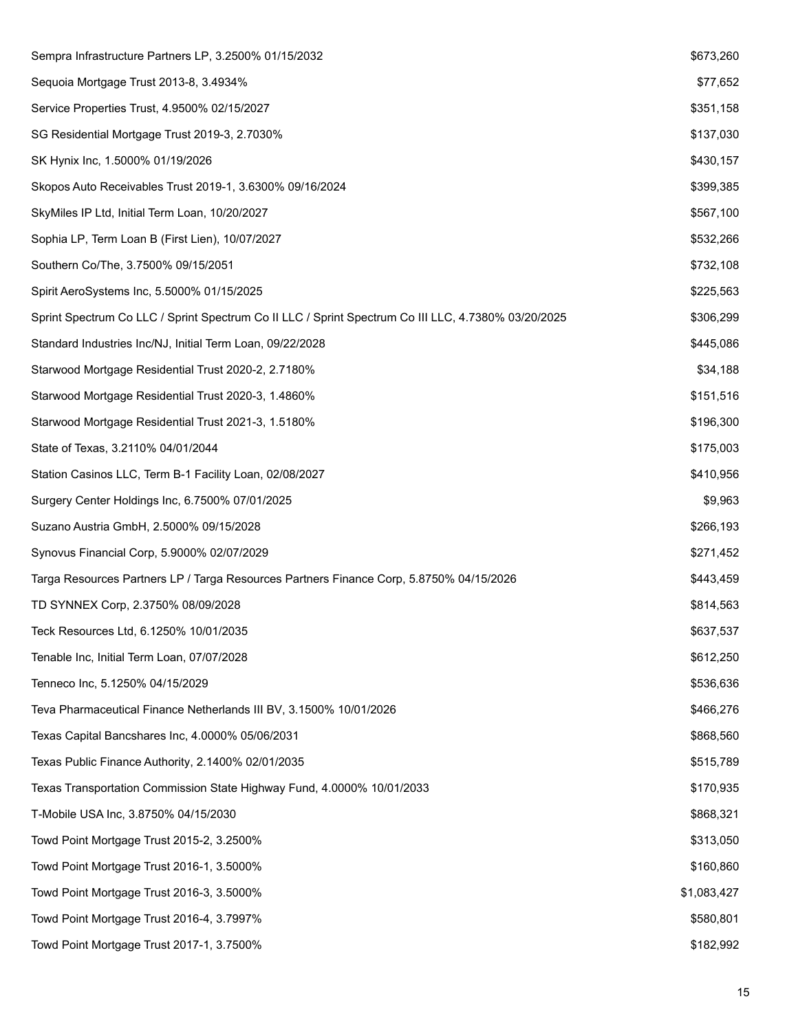| | |
|---|---|
| Sempra Infrastructure Partners LP, 3.2500% 01/15/2032 | $673,260 |
| Sequoia Mortgage Trust 2013-8, 3.4934% | $77,652 |
| Service Properties Trust, 4.9500% 02/15/2027 | $351,158 |
| SG Residential Mortgage Trust 2019-3, 2.7030% | $137,030 |
| SK Hynix Inc, 1.5000% 01/19/2026 | $430,157 |
| Skopos Auto Receivables Trust 2019-1, 3.6300% 09/16/2024 | $399,385 |
| SkyMiles IP Ltd, Initial Term Loan, 10/20/2027 | $567,100 |
| Sophia LP, Term Loan B (First Lien), 10/07/2027 | $532,266 |
| Southern Co/The, 3.7500% 09/15/2051 | $732,108 |
| Spirit AeroSystems Inc, 5.5000% 01/15/2025 | $225,563 |
| Sprint Spectrum Co LLC / Sprint Spectrum Co II LLC / Sprint Spectrum Co III LLC, 4.7380% 03/20/2025 | $306,299 |
| Standard Industries Inc/NJ, Initial Term Loan, 09/22/2028 | $445,086 |
| Starwood Mortgage Residential Trust 2020-2, 2.7180% | $34,188 |
| Starwood Mortgage Residential Trust 2020-3, 1.4860% | $151,516 |
| Starwood Mortgage Residential Trust 2021-3, 1.5180% | $196,300 |
| State of Texas, 3.2110% 04/01/2044 | $175,003 |
| Station Casinos LLC, Term B-1 Facility Loan, 02/08/2027 | $410,956 |
| Surgery Center Holdings Inc, 6.7500% 07/01/2025 | $9,963 |
| Suzano Austria GmbH, 2.5000% 09/15/2028 | $266,193 |
| Synovus Financial Corp, 5.9000% 02/07/2029 | $271,452 |
| Targa Resources Partners LP / Targa Resources Partners Finance Corp, 5.8750% 04/15/2026 | $443,459 |
| TD SYNNEX Corp, 2.3750% 08/09/2028 | $814,563 |
| Teck Resources Ltd, 6.1250% 10/01/2035 | $637,537 |
| Tenable Inc, Initial Term Loan, 07/07/2028 | $612,250 |
| Tenneco Inc, 5.1250% 04/15/2029 | $536,636 |
| Teva Pharmaceutical Finance Netherlands III BV, 3.1500% 10/01/2026 | $466,276 |
| Texas Capital Bancshares Inc, 4.0000% 05/06/2031 | $868,560 |
| Texas Public Finance Authority, 2.1400% 02/01/2035 | $515,789 |
| Texas Transportation Commission State Highway Fund, 4.0000% 10/01/2033 | $170,935 |
| T-Mobile USA Inc, 3.8750% 04/15/2030 | $868,321 |
| Towd Point Mortgage Trust 2015-2, 3.2500% | $313,050 |
| Towd Point Mortgage Trust 2016-1, 3.5000% | $160,860 |
| Towd Point Mortgage Trust 2016-3, 3.5000% | $1,083,427 |
| Towd Point Mortgage Trust 2016-4, 3.7997% | $580,801 |
| Towd Point Mortgage Trust 2017-1, 3.7500% | $182,992 |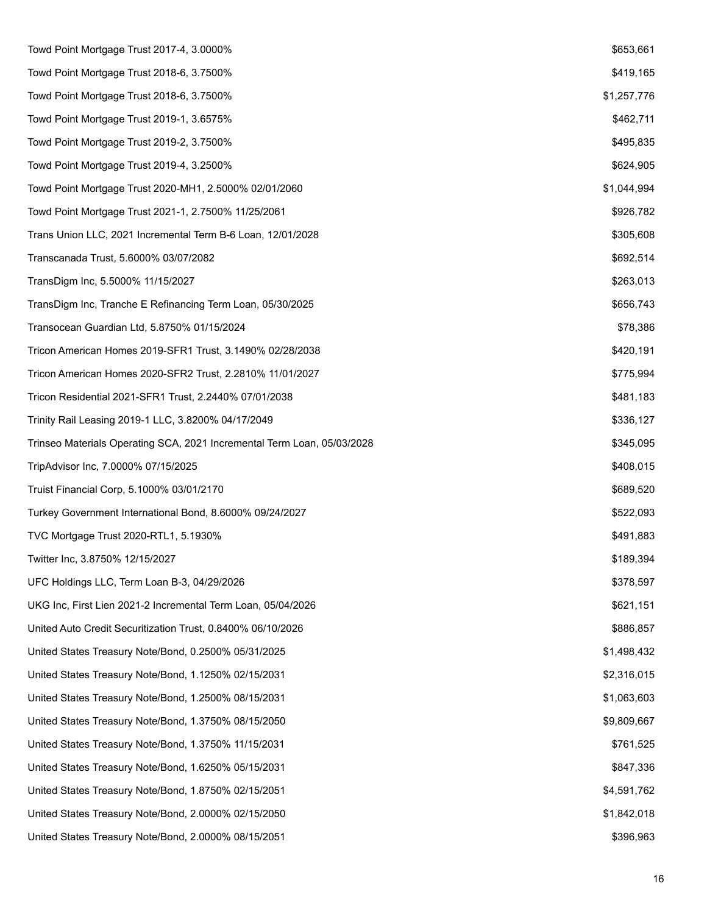| | |
|---|---|
| Towd Point Mortgage Trust 2017-4, 3.0000% | $653,661 |
| Towd Point Mortgage Trust 2018-6, 3.7500% | $419,165 |
| Towd Point Mortgage Trust 2018-6, 3.7500% | $1,257,776 |
| Towd Point Mortgage Trust 2019-1, 3.6575% | $462,711 |
| Towd Point Mortgage Trust 2019-2, 3.7500% | $495,835 |
| Towd Point Mortgage Trust 2019-4, 3.2500% | $624,905 |
| Towd Point Mortgage Trust 2020-MH1, 2.5000% 02/01/2060 | $1,044,994 |
| Towd Point Mortgage Trust 2021-1, 2.7500% 11/25/2061 | $926,782 |
| Trans Union LLC, 2021 Incremental Term B-6 Loan, 12/01/2028 | $305,608 |
| Transcanada Trust, 5.6000% 03/07/2082 | $692,514 |
| TransDigm Inc, 5.5000% 11/15/2027 | $263,013 |
| TransDigm Inc, Tranche E Refinancing Term Loan, 05/30/2025 | $656,743 |
| Transocean Guardian Ltd, 5.8750% 01/15/2024 | $78,386 |
| Tricon American Homes 2019-SFR1 Trust, 3.1490% 02/28/2038 | $420,191 |
| Tricon American Homes 2020-SFR2 Trust, 2.2810% 11/01/2027 | $775,994 |
| Tricon Residential 2021-SFR1 Trust, 2.2440% 07/01/2038 | $481,183 |
| Trinity Rail Leasing 2019-1 LLC, 3.8200% 04/17/2049 | $336,127 |
| Trinseo Materials Operating SCA, 2021 Incremental Term Loan, 05/03/2028 | $345,095 |
| TripAdvisor Inc, 7.0000% 07/15/2025 | $408,015 |
| Truist Financial Corp, 5.1000% 03/01/2170 | $689,520 |
| Turkey Government International Bond, 8.6000% 09/24/2027 | $522,093 |
| TVC Mortgage Trust 2020-RTL1, 5.1930% | $491,883 |
| Twitter Inc, 3.8750% 12/15/2027 | $189,394 |
| UFC Holdings LLC, Term Loan B-3, 04/29/2026 | $378,597 |
| UKG Inc, First Lien 2021-2 Incremental Term Loan, 05/04/2026 | $621,151 |
| United Auto Credit Securitization Trust, 0.8400% 06/10/2026 | $886,857 |
| United States Treasury Note/Bond, 0.2500% 05/31/2025 | $1,498,432 |
| United States Treasury Note/Bond, 1.1250% 02/15/2031 | $2,316,015 |
| United States Treasury Note/Bond, 1.2500% 08/15/2031 | $1,063,603 |
| United States Treasury Note/Bond, 1.3750% 08/15/2050 | $9,809,667 |
| United States Treasury Note/Bond, 1.3750% 11/15/2031 | $761,525 |
| United States Treasury Note/Bond, 1.6250% 05/15/2031 | $847,336 |
| United States Treasury Note/Bond, 1.8750% 02/15/2051 | $4,591,762 |
| United States Treasury Note/Bond, 2.0000% 02/15/2050 | $1,842,018 |
| United States Treasury Note/Bond, 2.0000% 08/15/2051 | $396,963 |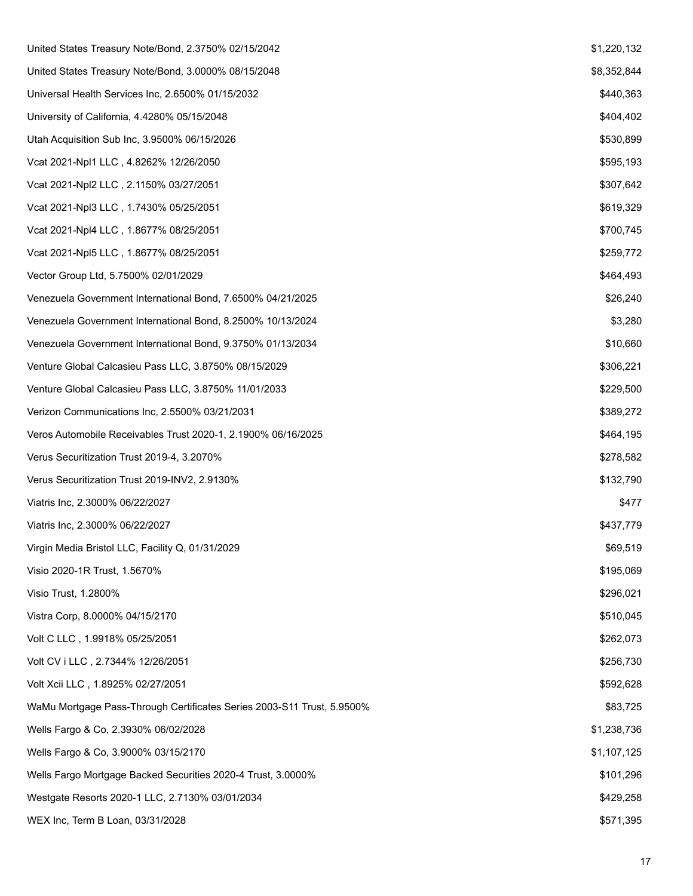| | |
|---|---|
| United States Treasury Note/Bond, 2.3750% 02/15/2042 | $1,220,132 |
| United States Treasury Note/Bond, 3.0000% 08/15/2048 | $8,352,844 |
| Universal Health Services Inc, 2.6500% 01/15/2032 | $440,363 |
| University of California, 4.4280% 05/15/2048 | $404,402 |
| Utah Acquisition Sub Inc, 3.9500% 06/15/2026 | $530,899 |
| Vcat 2021-Npl1 LLC , 4.8262% 12/26/2050 | $595,193 |
| Vcat 2021-Npl2 LLC , 2.1150% 03/27/2051 | $307,642 |
| Vcat 2021-Npl3 LLC , 1.7430% 05/25/2051 | $619,329 |
| Vcat 2021-Npl4 LLC , 1.8677% 08/25/2051 | $700,745 |
| Vcat 2021-Npl5 LLC , 1.8677% 08/25/2051 | $259,772 |
| Vector Group Ltd, 5.7500% 02/01/2029 | $464,493 |
| Venezuela Government International Bond, 7.6500% 04/21/2025 | $26,240 |
| Venezuela Government International Bond, 8.2500% 10/13/2024 | $3,280 |
| Venezuela Government International Bond, 9.3750% 01/13/2034 | $10,660 |
| Venture Global Calcasieu Pass LLC, 3.8750% 08/15/2029 | $306,221 |
| Venture Global Calcasieu Pass LLC, 3.8750% 11/01/2033 | $229,500 |
| Verizon Communications Inc, 2.5500% 03/21/2031 | $389,272 |
| Veros Automobile Receivables Trust 2020-1, 2.1900% 06/16/2025 | $464,195 |
| Verus Securitization Trust 2019-4, 3.2070% | $278,582 |
| Verus Securitization Trust 2019-INV2, 2.9130% | $132,790 |
| Viatris Inc, 2.3000% 06/22/2027 | $477 |
| Viatris Inc, 2.3000% 06/22/2027 | $437,779 |
| Virgin Media Bristol LLC, Facility Q, 01/31/2029 | $69,519 |
| Visio 2020-1R Trust, 1.5670% | $195,069 |
| Visio Trust, 1.2800% | $296,021 |
| Vistra Corp, 8.0000% 04/15/2170 | $510,045 |
| Volt C LLC , 1.9918% 05/25/2051 | $262,073 |
| Volt CV i LLC , 2.7344% 12/26/2051 | $256,730 |
| Volt Xcii LLC , 1.8925% 02/27/2051 | $592,628 |
| WaMu Mortgage Pass-Through Certificates Series 2003-S11 Trust, 5.9500% | $83,725 |
| Wells Fargo & Co, 2.3930% 06/02/2028 | $1,238,736 |
| Wells Fargo & Co, 3.9000% 03/15/2170 | $1,107,125 |
| Wells Fargo Mortgage Backed Securities 2020-4 Trust, 3.0000% | $101,296 |
| Westgate Resorts 2020-1 LLC, 2.7130% 03/01/2034 | $429,258 |
| WEX Inc, Term B Loan, 03/31/2028 | $571,395 |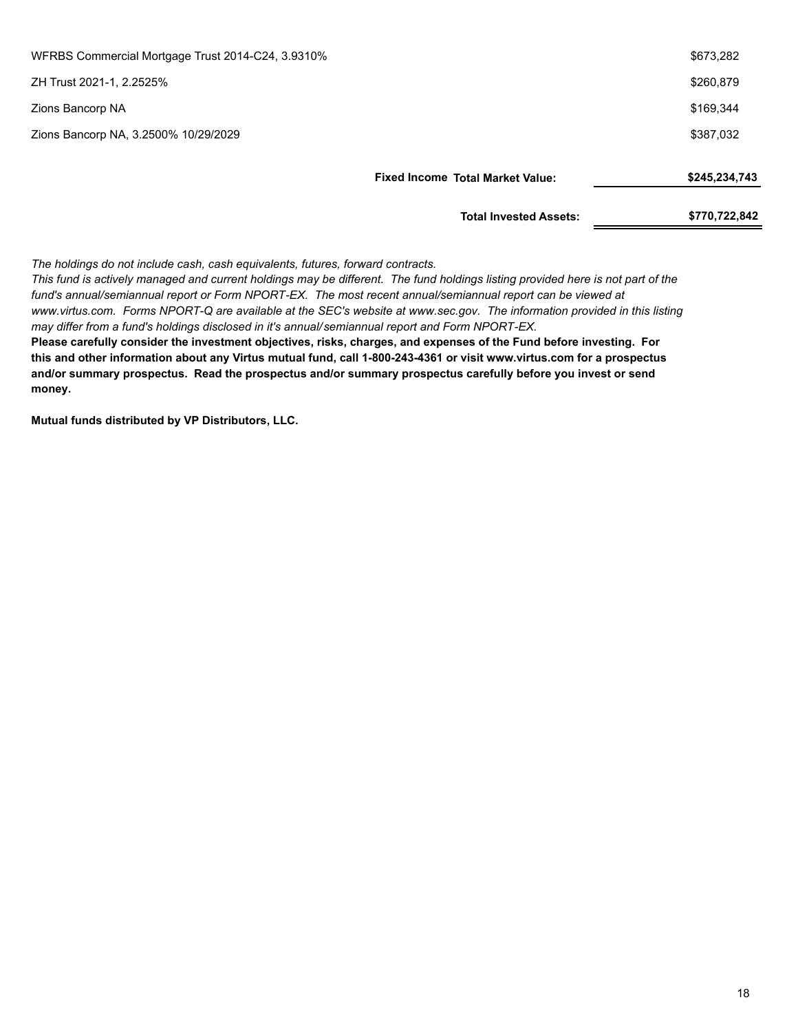| | |
|---|---|
| WFRBS Commercial Mortgage Trust 2014-C24, 3.9310% | $673,282 |
| ZH Trust 2021-1, 2.2525% | $260,879 |
| Zions Bancorp NA | $169,344 |
| Zions Bancorp NA, 3.2500% 10/29/2029 | $387,032 |
| **Fixed Income Total Market Value:** | **$245,234,743** |
| **Total Invested Assets:** | **$770,722,842** |

*The holdings do not include cash, cash equivalents, futures, forward contracts.*
*This fund is actively managed and current holdings may be different. The fund holdings listing provided here is not part of the fund's annual/semiannual report or Form NPORT-EX. The most recent annual/semiannual report can be viewed at www.virtus.com. Forms NPORT-Q are available at the SEC's website at www.sec.gov. The information provided in this listing may differ from a fund's holdings disclosed in it's annual/semiannual report and Form NPORT-EX.*
**Please carefully consider the investment objectives, risks, charges, and expenses of the Fund before investing. For this and other information about any Virtus mutual fund, call 1-800-243-4361 or visit www.virtus.com for a prospectus and/or summary prospectus. Read the prospectus and/or summary prospectus carefully before you invest or send money.**

**Mutual funds distributed by VP Distributors, LLC.**